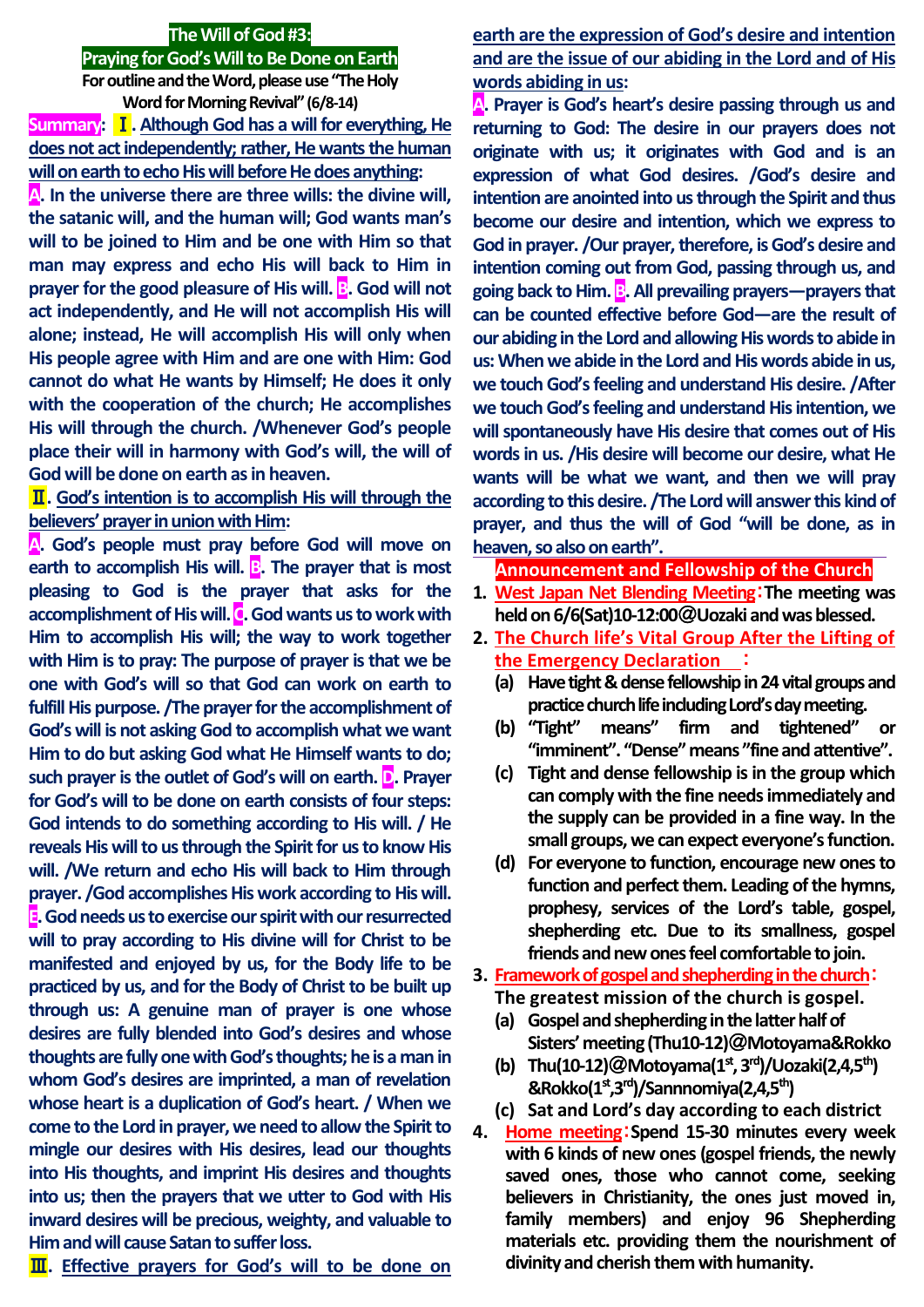# The Will of God #3:
# Praying for God's Will to Be Done on Earth

**For outline and the Word, please use "The Holy Word for Morning Revival" (6/8-14)**

**Summary**: **Ⅰ. Although God has a will for everything, He does not act independently; rather, He wants the human will on earth to echo His will before He does anything:**

**A. In the universe there are three wills: the divine will, the satanic will, and the human will; God wants man's will to be joined to Him and be one with Him so that man may express and echo His will back to Him in prayer for the good pleasure of His will. B. God will not act independently, and He will not accomplish His will alone; instead, He will accomplish His will only when His people agree with Him and are one with Him: God cannot do what He wants by Himself; He does it only with the cooperation of the church; He accomplishes His will through the church. /Whenever God's people place their will in harmony with God's will, the will of God will be done on earth as in heaven.**

**Ⅱ. God's intention is to accomplish His will through the believers' prayer in union with Him:**

**A. God's people must pray before God will move on earth to accomplish His will. B. The prayer that is most pleasing to God is the prayer that asks for the accomplishment of His will. C. God wants us to work with Him to accomplish His will; the way to work together with Him is to pray: The purpose of prayer is that we be one with God's will so that God can work on earth to fulfill His purpose. /The prayer for the accomplishment of God's will is not asking God to accomplish what we want Him to do but asking God what He Himself wants to do; such prayer is the outlet of God's will on earth. D. Prayer for God's will to be done on earth consists of four steps: God intends to do something according to His will. / He reveals His will to us through the Spirit for us to know His will. /We return and echo His will back to Him through prayer. /God accomplishes His work according to His will. E. God needs us to exercise our spirit with our resurrected will to pray according to His divine will for Christ to be manifested and enjoyed by us, for the Body life to be practiced by us, and for the Body of Christ to be built up through us: A genuine man of prayer is one whose desires are fully blended into God's desires and whose thoughts are fully one with God's thoughts; he is a man in whom God's desires are imprinted, a man of revelation whose heart is a duplication of God's heart. / When we come to the Lord in prayer, we need to allow the Spirit to mingle our desires with His desires, lead our thoughts into His thoughts, and imprint His desires and thoughts into us; then the prayers that we utter to God with His inward desires will be precious, weighty, and valuable to Him and will cause Satan to suffer loss.**

**Ⅲ. Effective prayers for God's will to be done on earth are the expression of God's desire and intention and are the issue of our abiding in the Lord and of His words abiding in us:**

**A. Prayer is God's heart's desire passing through us and returning to God: The desire in our prayers does not originate with us; it originates with God and is an expression of what God desires. /God's desire and intention are anointed into us through the Spirit and thus become our desire and intention, which we express to God in prayer. /Our prayer, therefore, is God's desire and intention coming out from God, passing through us, and going back to Him. B. All prevailing prayers—prayers that can be counted effective before God—are the result of our abiding in the Lord and allowing His words to abide in us: When we abide in the Lord and His words abide in us, we touch God's feeling and understand His desire. /After we touch God's feeling and understand His intention, we will spontaneously have His desire that comes out of His words in us. /His desire will become our desire, what He wants will be what we want, and then we will pray according to this desire. /The Lord will answer this kind of prayer, and thus the will of God "will be done, as in heaven, so also on earth".**

## Announcement and Fellowship of the Church

1. **West Japan Net Blending Meeting：The meeting was held on 6/6(Sat)10-12:00＠Uozaki and was blessed.**
2. **The Church life's Vital Group After the Lifting of the Emergency Declaration：**
   - (a) **Have tight & dense fellowship in 24 vital groups and practice church life including Lord's day meeting.**
   - (b) **"Tight" means" firm and tightened" or "imminent". "Dense" means "fine and attentive".**
   - (c) **Tight and dense fellowship is in the group which can comply with the fine needs immediately and the supply can be provided in a fine way. In the small groups, we can expect everyone's function.**
   - (d) **For everyone to function, encourage new ones to function and perfect them. Leading of the hymns, prophesy, services of the Lord's table, gospel, shepherding etc. Due to its smallness, gospel friends and new ones feel comfortable to join.**
3. **Framework of gospel and shepherding in the church：**
   **The greatest mission of the church is gospel.**
   - (a) **Gospel and shepherding in the latter half of Sisters' meeting (Thu10-12)＠Motoyama&Rokko**
   - (b) **Thu(10-12)＠Motoyama(1st, 3rd)/Uozaki(2,4,5th) &Rokko(1st,3rd)/Sannnomiya(2,4,5th)**
   - (c) **Sat and Lord's day according to each district**
4. **Home meeting：Spend 15-30 minutes every week with 6 kinds of new ones (gospel friends, the newly saved ones, those who cannot come, seeking believers in Christianity, the ones just moved in, family members) and enjoy 96 Shepherding materials etc. providing them the nourishment of divinity and cherish them with humanity.**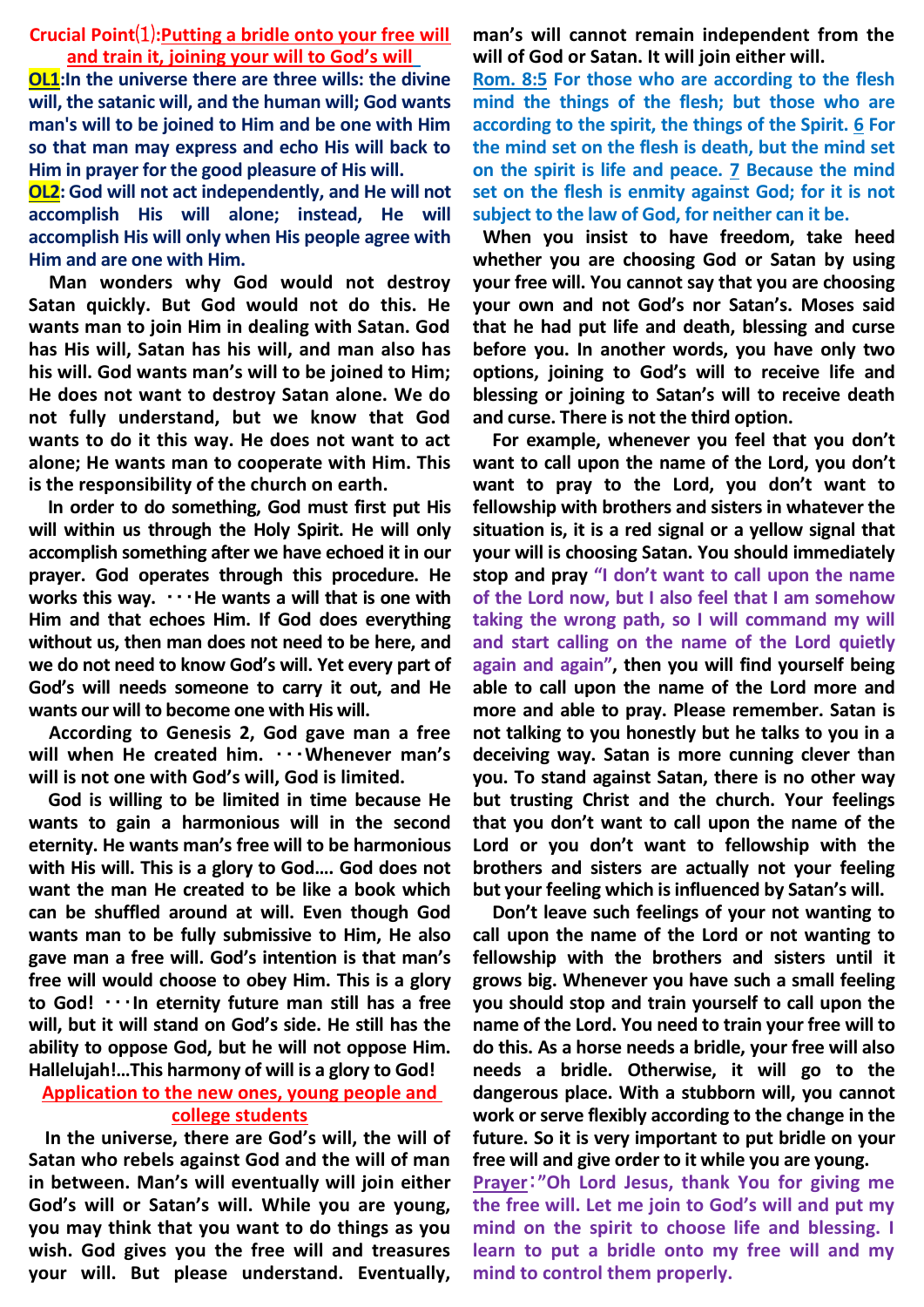## Crucial Point⑴: Putting a bridle onto your free will and train it, joining your will to God's will

**OL1: In the universe there are three wills: the divine will, the satanic will, and the human will; God wants man's will to be joined to Him and be one with Him so that man may express and echo His will back to Him in prayer for the good pleasure of His will.**

**OL2: God will not act independently, and He will not accomplish His will alone; instead, He will accomplish His will only when His people agree with Him and are one with Him.**

Man wonders why God would not destroy Satan quickly. But God would not do this. He wants man to join Him in dealing with Satan. God has His will, Satan has his will, and man also has his will. God wants man's will to be joined to Him; He does not want to destroy Satan alone. We do not fully understand, but we know that God wants to do it this way. He does not want to act alone; He wants man to cooperate with Him. This is the responsibility of the church on earth.

In order to do something, God must first put His will within us through the Holy Spirit. He will only accomplish something after we have echoed it in our prayer. God operates through this procedure. He works this way. ･･･He wants a will that is one with Him and that echoes Him. If God does everything without us, then man does not need to be here, and we do not need to know God's will. Yet every part of God's will needs someone to carry it out, and He wants our will to become one with His will.

According to Genesis 2, God gave man a free will when He created him. ･･･Whenever man's will is not one with God's will, God is limited.

God is willing to be limited in time because He wants to gain a harmonious will in the second eternity. He wants man's free will to be harmonious with His will. This is a glory to God…. God does not want the man He created to be like a book which can be shuffled around at will. Even though God wants man to be fully submissive to Him, He also gave man a free will. God's intention is that man's free will would choose to obey Him. This is a glory to God! ･･･In eternity future man still has a free will, but it will stand on God's side. He still has the ability to oppose God, but he will not oppose Him. Hallelujah!…This harmony of will is a glory to God!

### Application to the new ones, young people and college students

In the universe, there are God's will, the will of Satan who rebels against God and the will of man in between. Man's will eventually will join either God's will or Satan's will. While you are young, you may think that you want to do things as you wish. God gives you the free will and treasures your will. But please understand. Eventually, man's will cannot remain independent from the will of God or Satan. It will join either will.

**Rom. 8:5 For those who are according to the flesh mind the things of the flesh; but those who are according to the spirit, the things of the Spirit. 6 For the mind set on the flesh is death, but the mind set on the spirit is life and peace. 7 Because the mind set on the flesh is enmity against God; for it is not subject to the law of God, for neither can it be.**

When you insist to have freedom, take heed whether you are choosing God or Satan by using your free will. You cannot say that you are choosing your own and not God's nor Satan's. Moses said that he had put life and death, blessing and curse before you. In another words, you have only two options, joining to God's will to receive life and blessing or joining to Satan's will to receive death and curse. There is not the third option.

For example, whenever you feel that you don't want to call upon the name of the Lord, you don't want to pray to the Lord, you don't want to fellowship with brothers and sisters in whatever the situation is, it is a red signal or a yellow signal that your will is choosing Satan. You should immediately stop and pray **"I don't want to call upon the name of the Lord now, but I also feel that I am somehow taking the wrong path, so I will command my will and start calling on the name of the Lord quietly again and again"**, then you will find yourself being able to call upon the name of the Lord more and more and able to pray. Please remember. Satan is not talking to you honestly but he talks to you in a deceiving way. Satan is more cunning clever than you. To stand against Satan, there is no other way but trusting Christ and the church. Your feelings that you don't want to call upon the name of the Lord or you don't want to fellowship with the brothers and sisters are actually not your feeling but your feeling which is influenced by Satan's will.

Don't leave such feelings of your not wanting to call upon the name of the Lord or not wanting to fellowship with the brothers and sisters until it grows big. Whenever you have such a small feeling you should stop and train yourself to call upon the name of the Lord. You need to train your free will to do this. As a horse needs a bridle, your free will also needs a bridle. Otherwise, it will go to the dangerous place. With a stubborn will, you cannot work or serve flexibly according to the change in the future. So it is very important to put bridle on your free will and give order to it while you are young.

**Prayer: "Oh Lord Jesus, thank You for giving me the free will. Let me join to God's will and put my mind on the spirit to choose life and blessing. I learn to put a bridle onto my free will and my mind to control them properly.**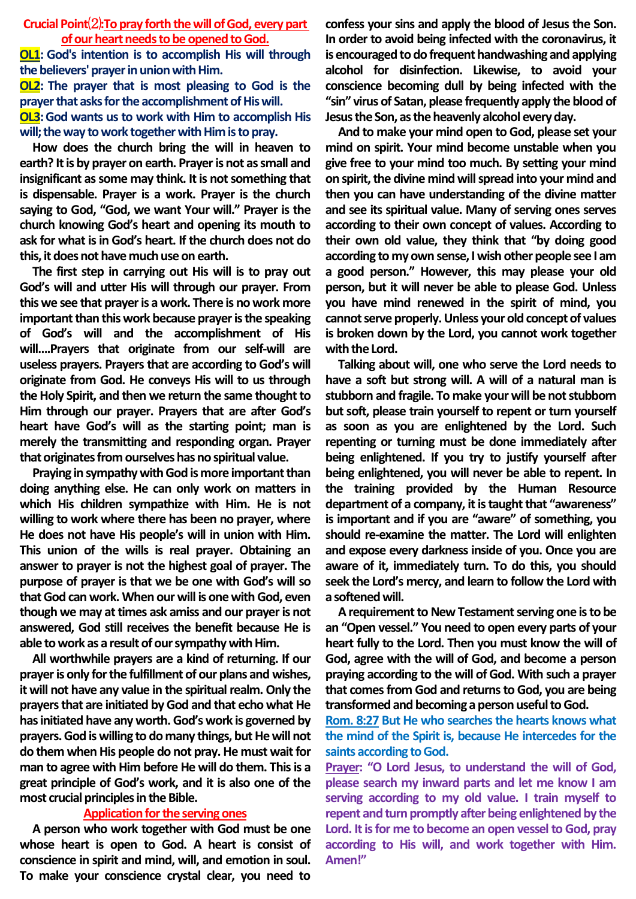## Crucial Point⑵:To pray forth the will of God, every part of our heart needs to be opened to God.

**OL1: God's intention is to accomplish His will through the believers' prayer in union with Him.**

**OL2: The prayer that is most pleasing to God is the prayer that asks for the accomplishment of His will.**

**OL3: God wants us to work with Him to accomplish His will; the way to work together with Him is to pray.**

How does the church bring the will in heaven to earth? It is by prayer on earth. Prayer is not as small and insignificant as some may think. It is not something that is dispensable. Prayer is a work. Prayer is the church saying to God, "God, we want Your will." Prayer is the church knowing God's heart and opening its mouth to ask for what is in God's heart. If the church does not do this, it does not have much use on earth.

The first step in carrying out His will is to pray out God's will and utter His will through our prayer. From this we see that prayer is a work. There is no work more important than this work because prayer is the speaking of God's will and the accomplishment of His will....Prayers that originate from our self-will are useless prayers. Prayers that are according to God's will originate from God. He conveys His will to us through the Holy Spirit, and then we return the same thought to Him through our prayer. Prayers that are after God's heart have God's will as the starting point; man is merely the transmitting and responding organ. Prayer that originates from ourselves has no spiritual value.

Praying in sympathy with God is more important than doing anything else. He can only work on matters in which His children sympathize with Him. He is not willing to work where there has been no prayer, where He does not have His people's will in union with Him. This union of the wills is real prayer. Obtaining an answer to prayer is not the highest goal of prayer. The purpose of prayer is that we be one with God's will so that God can work. When our will is one with God, even though we may at times ask amiss and our prayer is not answered, God still receives the benefit because He is able to work as a result of our sympathy with Him.

All worthwhile prayers are a kind of returning. If our prayer is only for the fulfillment of our plans and wishes, it will not have any value in the spiritual realm. Only the prayers that are initiated by God and that echo what He has initiated have any worth. God's work is governed by prayers. God is willing to do many things, but He will not do them when His people do not pray. He must wait for man to agree with Him before He will do them. This is a great principle of God's work, and it is also one of the most crucial principles in the Bible.

### Application for the serving ones

A person who work together with God must be one whose heart is open to God. A heart is consist of conscience in spirit and mind, will, and emotion in soul. To make your conscience crystal clear, you need to confess your sins and apply the blood of Jesus the Son. In order to avoid being infected with the coronavirus, it is encouraged to do frequent handwashing and applying alcohol for disinfection. Likewise, to avoid your conscience becoming dull by being infected with the "sin" virus of Satan, please frequently apply the blood of Jesus the Son, as the heavenly alcohol every day.

And to make your mind open to God, please set your mind on spirit. Your mind become unstable when you give free to your mind too much. By setting your mind on spirit, the divine mind will spread into your mind and then you can have understanding of the divine matter and see its spiritual value. Many of serving ones serves according to their own concept of values. According to their own old value, they think that "by doing good according to my own sense, I wish other people see I am a good person." However, this may please your old person, but it will never be able to please God. Unless you have mind renewed in the spirit of mind, you cannot serve properly. Unless your old concept of values is broken down by the Lord, you cannot work together with the Lord.

Talking about will, one who serve the Lord needs to have a soft but strong will. A will of a natural man is stubborn and fragile. To make your will be not stubborn but soft, please train yourself to repent or turn yourself as soon as you are enlightened by the Lord. Such repenting or turning must be done immediately after being enlightened. If you try to justify yourself after being enlightened, you will never be able to repent. In the training provided by the Human Resource department of a company, it is taught that "awareness" is important and if you are "aware" of something, you should re-examine the matter. The Lord will enlighten and expose every darkness inside of you. Once you are aware of it, immediately turn. To do this, you should seek the Lord's mercy, and learn to follow the Lord with a softened will.

A requirement to New Testament serving one is to be an "Open vessel." You need to open every parts of your heart fully to the Lord. Then you must know the will of God, agree with the will of God, and become a person praying according to the will of God. With such a prayer that comes from God and returns to God, you are being transformed and becoming a person useful to God.

**Rom. 8:27 But He who searches the hearts knows what the mind of the Spirit is, because He intercedes for the saints according to God.**

**Prayer: "O Lord Jesus, to understand the will of God, please search my inward parts and let me know I am serving according to my old value. I train myself to repent and turn promptly after being enlightened by the Lord. It is for me to become an open vessel to God, pray according to His will, and work together with Him. Amen!"**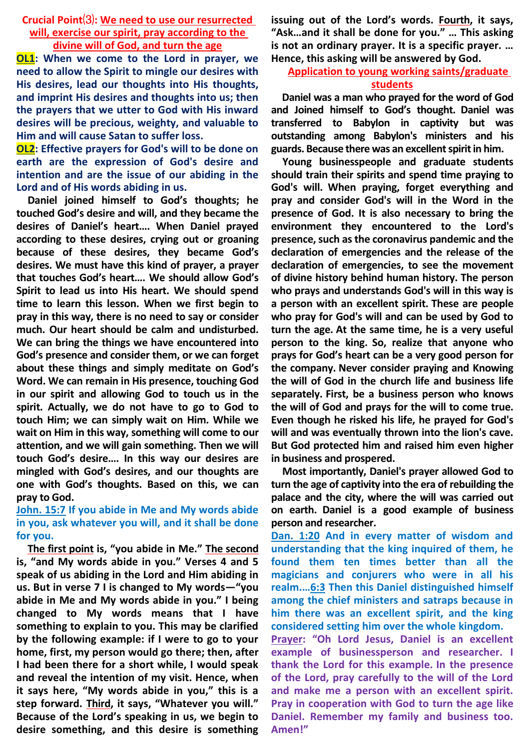## Crucial Point⑶: We need to use our resurrected will, exercise our spirit, pray according to the divine will of God, and turn the age

**OL1: When we come to the Lord in prayer, we need to allow the Spirit to mingle our desires with His desires, lead our thoughts into His thoughts, and imprint His desires and thoughts into us; then the prayers that we utter to God with His inward desires will be precious, weighty, and valuable to Him and will cause Satan to suffer loss.**

**OL2: Effective prayers for God's will to be done on earth are the expression of God's desire and intention and are the issue of our abiding in the Lord and of His words abiding in us.**

**Daniel joined himself to God's thoughts; he touched God's desire and will, and they became the desires of Daniel's heart…. When Daniel prayed according to these desires, crying out or groaning because of these desires, they became God's desires. We must have this kind of prayer, a prayer that touches God's heart…. We should allow God's Spirit to lead us into His heart. We should spend time to learn this lesson. When we first begin to pray in this way, there is no need to say or consider much. Our heart should be calm and undisturbed. We can bring the things we have encountered into God's presence and consider them, or we can forget about these things and simply meditate on God's Word. We can remain in His presence, touching God in our spirit and allowing God to touch us in the spirit. Actually, we do not have to go to God to touch Him; we can simply wait on Him. While we wait on Him in this way, something will come to our attention, and we will gain something. Then we will touch God's desire…. In this way our desires are mingled with God's desires, and our thoughts are one with God's thoughts. Based on this, we can pray to God.**

**John. 15:7 If you abide in Me and My words abide in you, ask whatever you will, and it shall be done for you.**

**The first point is, "you abide in Me." The second is, "and My words abide in you." Verses 4 and 5 speak of us abiding in the Lord and Him abiding in us. But in verse 7 I is changed to My words—"you abide in Me and My words abide in you." I being changed to My words means that I have something to explain to you. This may be clarified by the following example: if I were to go to your home, first, my person would go there; then, after I had been there for a short while, I would speak and reveal the intention of my visit. Hence, when it says here, "My words abide in you," this is a step forward. Third, it says, "Whatever you will." Because of the Lord's speaking in us, we begin to desire something, and this desire is something issuing out of the Lord's words. Fourth, it says, "Ask…and it shall be done for you." … This asking is not an ordinary prayer. It is a specific prayer. … Hence, this asking will be answered by God.**

### Application to young working saints/graduate students

**Daniel was a man who prayed for the word of God and Joined himself to God's thought. Daniel was transferred to Babylon in captivity but was outstanding among Babylon's ministers and his guards. Because there was an excellent spirit in him.**

**Young businesspeople and graduate students should train their spirits and spend time praying to God's will. When praying, forget everything and pray and consider God's will in the Word in the presence of God. It is also necessary to bring the environment they encountered to the Lord's presence, such as the coronavirus pandemic and the declaration of emergencies and the release of the declaration of emergencies, to see the movement of divine history behind human history. The person who prays and understands God's will in this way is a person with an excellent spirit. These are people who pray for God's will and can be used by God to turn the age. At the same time, he is a very useful person to the king. So, realize that anyone who prays for God's heart can be a very good person for the company. Never consider praying and Knowing the will of God in the church life and business life separately. First, be a business person who knows the will of God and prays for the will to come true. Even though he risked his life, he prayed for God's will and was eventually thrown into the lion's cave. But God protected him and raised him even higher in business and prospered.**

**Most importantly, Daniel's prayer allowed God to turn the age of captivity into the era of rebuilding the palace and the city, where the will was carried out on earth. Daniel is a good example of business person and researcher.**

**Dan. 1:20 And in every matter of wisdom and understanding that the king inquired of them, he found them ten times better than all the magicians and conjurers who were in all his realm.…6:3 Then this Daniel distinguished himself among the chief ministers and satraps because in him there was an excellent spirit, and the king considered setting him over the whole kingdom.**

**Prayer: "Oh Lord Jesus, Daniel is an excellent example of businessperson and researcher. I thank the Lord for this example. In the presence of the Lord, pray carefully to the will of the Lord and make me a person with an excellent spirit. Pray in cooperation with God to turn the age like Daniel. Remember my family and business too. Amen!"**